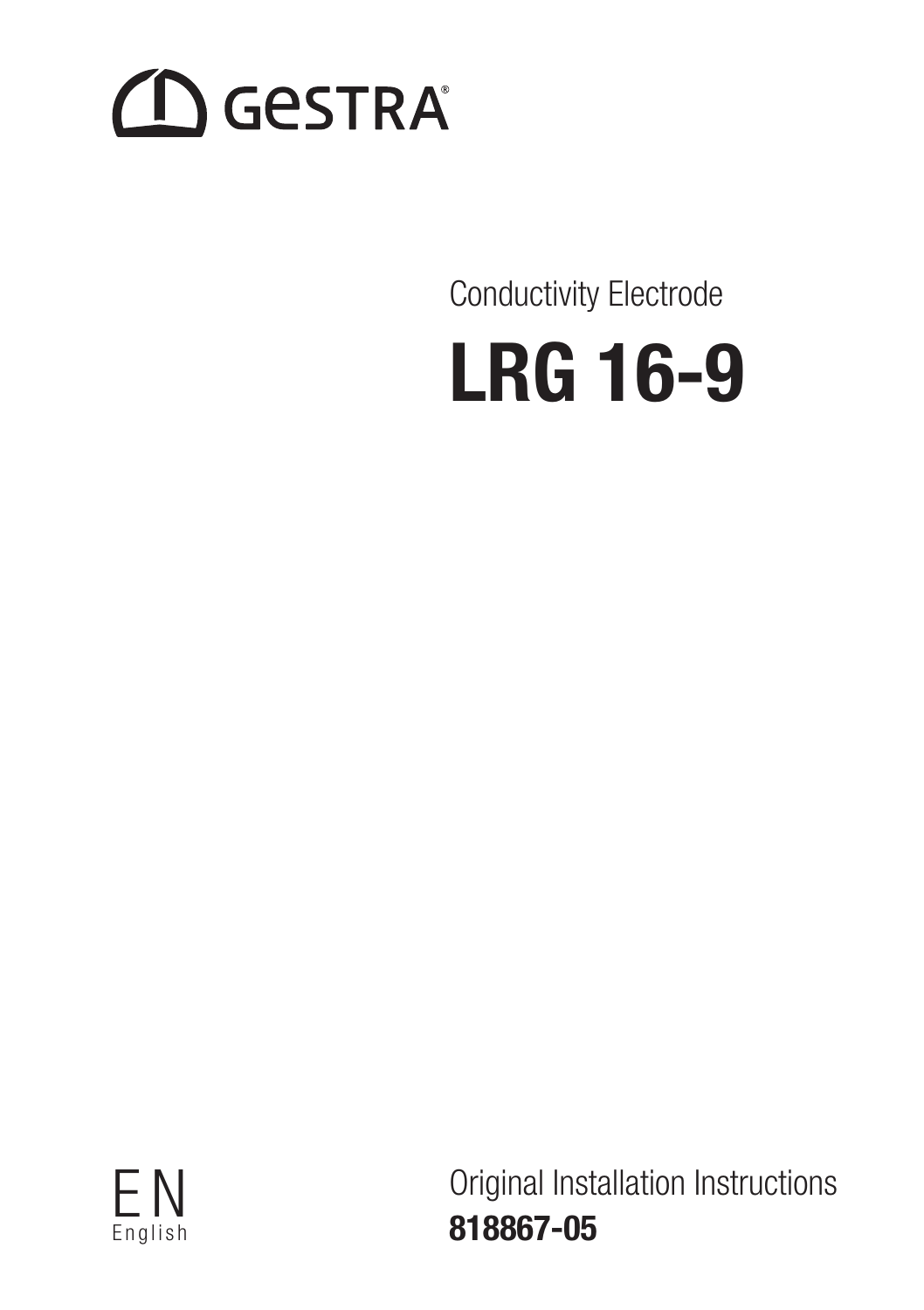GESTRA

Conductivity Electrode

# LRG 16-9

EN
English

Original Installation Instructions
**818867-05**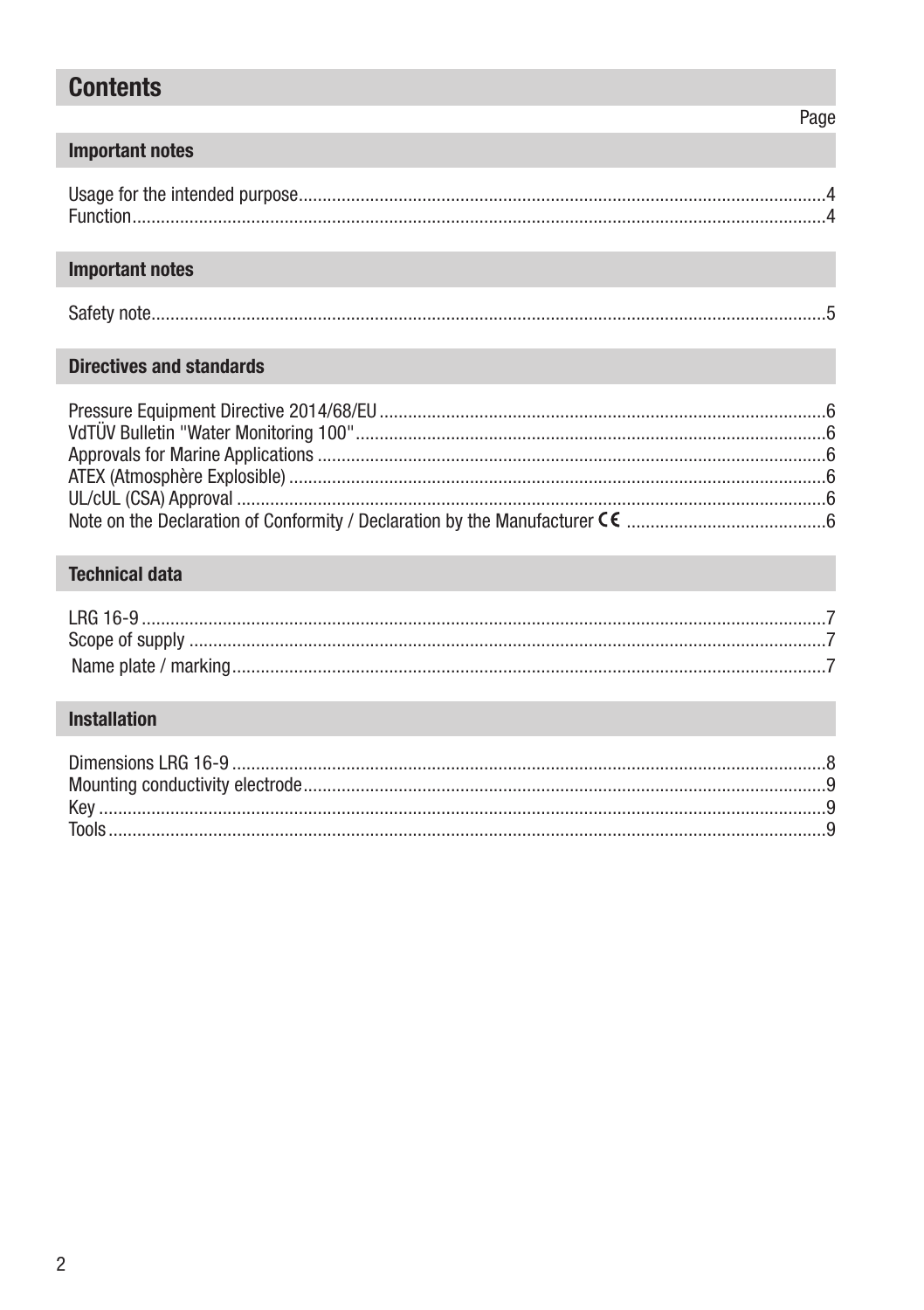# Contents

Page

## Important notes

Usage for the intended purpose....4
Function....4

## Important notes

Safety note....5

## Directives and standards

Pressure Equipment Directive 2014/68/EU....6
VdTÜV Bulletin "Water Monitoring 100"....6
Approvals for Marine Applications....6
ATEX (Atmosphère Explosible)....6
UL/cUL (CSA) Approval....6
Note on the Declaration of Conformity / Declaration by the Manufacturer CE....6

## Technical data

LRG 16-9....7
Scope of supply....7
Name plate / marking....7

## Installation

Dimensions LRG 16-9....8
Mounting conductivity electrode....9
Key....9
Tools....9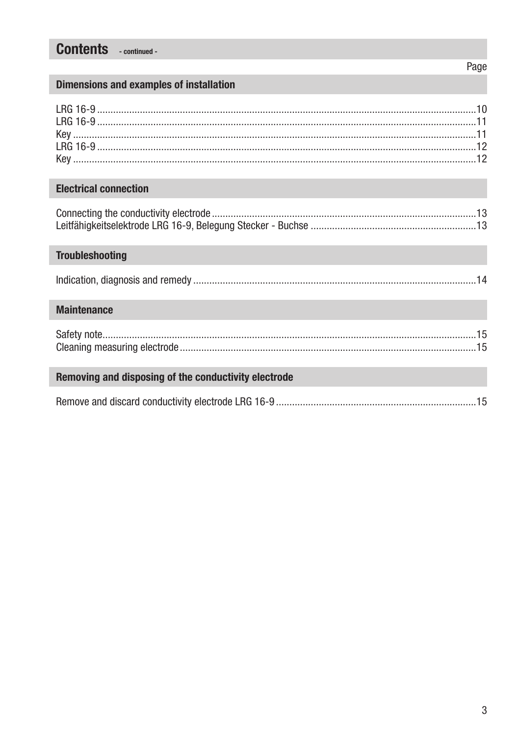# Contents - continued -

Page

## Dimensions and examples of installation

LRG 16-9 ....................................................................................................................................10
LRG 16-9 ....................................................................................................................................11
Key ...............................................................................................................................................11
LRG 16-9 ....................................................................................................................................12
Key ...............................................................................................................................................12

## Electrical connection

Connecting the conductivity electrode ................................................................................13
Leitfähigkeitselektrode LRG 16-9, Belegung Stecker - Buchse ........................................13

## Troubleshooting

Indication, diagnosis and remedy ..........................................................................................14

## Maintenance

Safety note....................................................................................................................................15
Cleaning measuring electrode ..................................................................................................15

## Removing and disposing of the conductivity electrode

Remove and discard conductivity electrode LRG 16-9 .........................................................15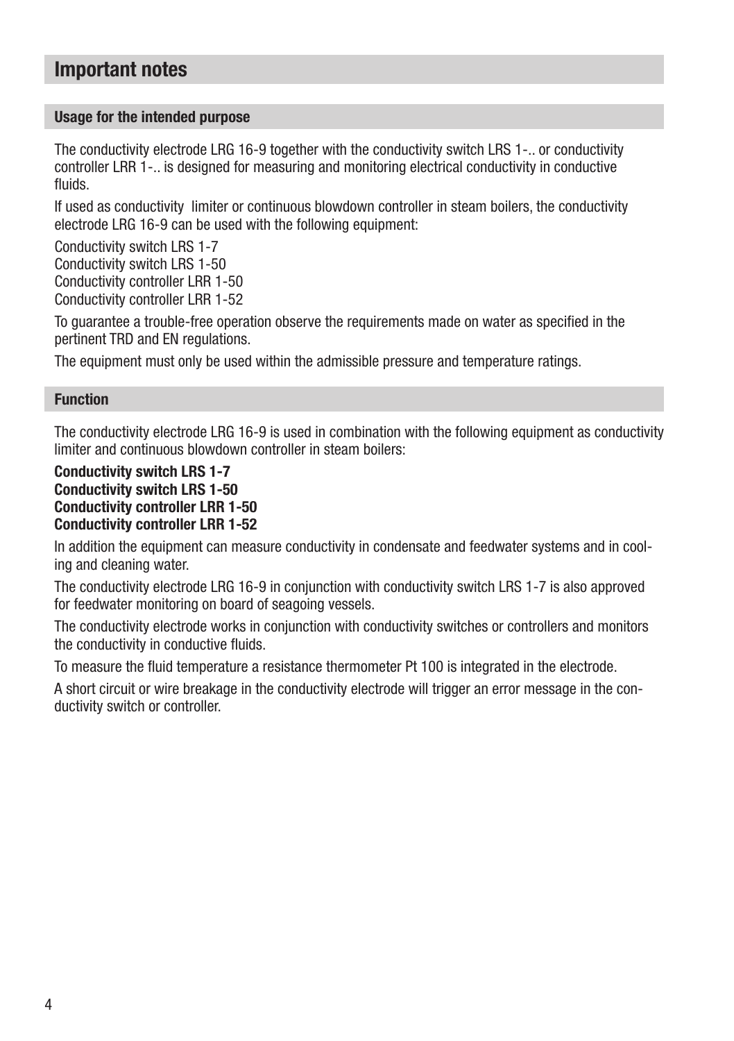# Important notes

## Usage for the intended purpose

The conductivity electrode LRG 16-9 together with the conductivity switch LRS 1-.. or conductivity controller LRR 1-.. is designed for measuring and monitoring electrical conductivity in conductive fluids.

If used as conductivity limiter or continuous blowdown controller in steam boilers, the conductivity electrode LRG 16-9 can be used with the following equipment:

Conductivity switch LRS 1-7
Conductivity switch LRS 1-50
Conductivity controller LRR 1-50
Conductivity controller LRR 1-52

To guarantee a trouble-free operation observe the requirements made on water as specified in the pertinent TRD and EN regulations.

The equipment must only be used within the admissible pressure and temperature ratings.

## Function

The conductivity electrode LRG 16-9 is used in combination with the following equipment as conductivity limiter and continuous blowdown controller in steam boilers:

**Conductivity switch LRS 1-7**
**Conductivity switch LRS 1-50**
**Conductivity controller LRR 1-50**
**Conductivity controller LRR 1-52**

In addition the equipment can measure conductivity in condensate and feedwater systems and in cooling and cleaning water.

The conductivity electrode LRG 16-9 in conjunction with conductivity switch LRS 1-7 is also approved for feedwater monitoring on board of seagoing vessels.

The conductivity electrode works in conjunction with conductivity switches or controllers and monitors the conductivity in conductive fluids.

To measure the fluid temperature a resistance thermometer Pt 100 is integrated in the electrode.

A short circuit or wire breakage in the conductivity electrode will trigger an error message in the conductivity switch or controller.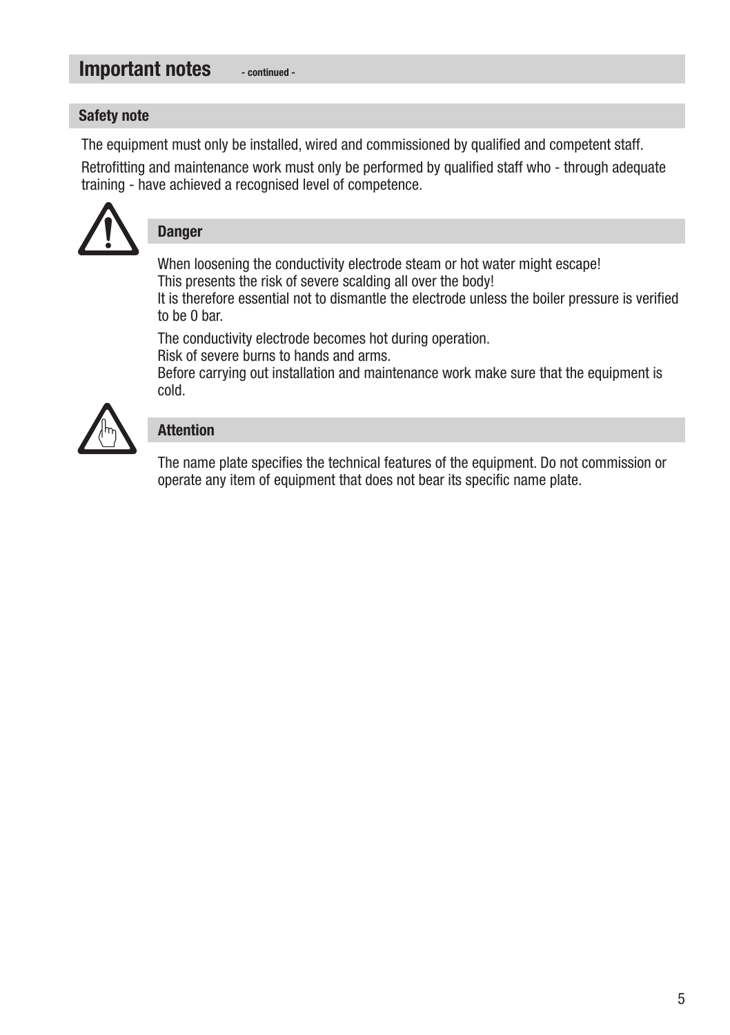# Important notes - continued -

## Safety note

The equipment must only be installed, wired and commissioned by qualified and competent staff.

Retrofitting and maintenance work must only be performed by qualified staff who - through adequate training - have achieved a recognised level of competence.

### Danger

When loosening the conductivity electrode steam or hot water might escape!
This presents the risk of severe scalding all over the body!
It is therefore essential not to dismantle the electrode unless the boiler pressure is verified to be 0 bar.

The conductivity electrode becomes hot during operation.
Risk of severe burns to hands and arms.
Before carrying out installation and maintenance work make sure that the equipment is cold.

### Attention

The name plate specifies the technical features of the equipment. Do not commission or operate any item of equipment that does not bear its specific name plate.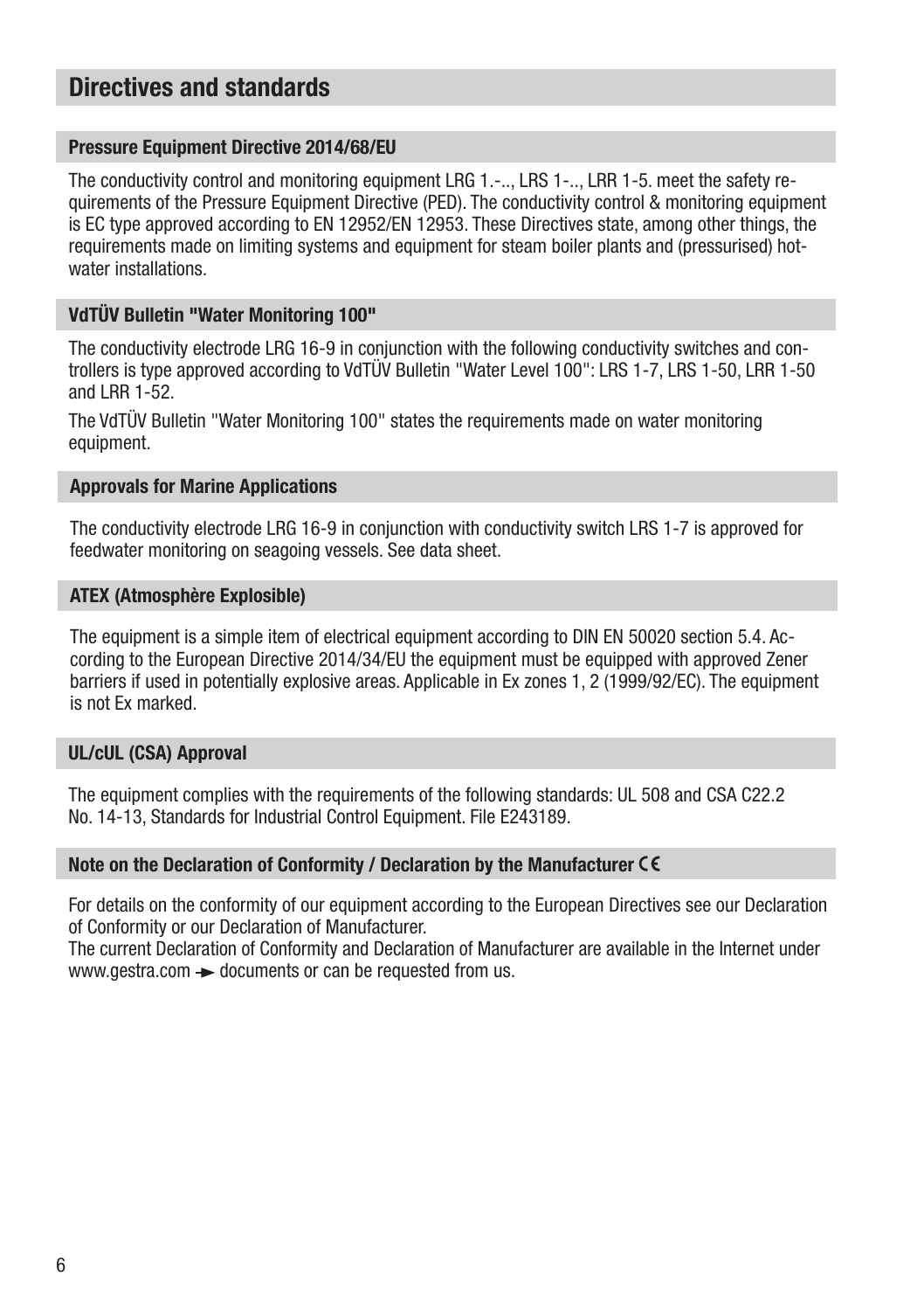# Directives and standards

### Pressure Equipment Directive 2014/68/EU

The conductivity control and monitoring equipment LRG 1.-.., LRS 1-.., LRR 1-5. meet the safety requirements of the Pressure Equipment Directive (PED). The conductivity control & monitoring equipment is EC type approved according to EN 12952/EN 12953. These Directives state, among other things, the requirements made on limiting systems and equipment for steam boiler plants and (pressurised) hot-water installations.

### VdTÜV Bulletin "Water Monitoring 100"

The conductivity electrode LRG 16-9 in conjunction with the following conductivity switches and controllers is type approved according to VdTÜV Bulletin "Water Level 100": LRS 1-7, LRS 1-50, LRR 1-50 and LRR 1-52.

The VdTÜV Bulletin "Water Monitoring 100" states the requirements made on water monitoring equipment.

### Approvals for Marine Applications

The conductivity electrode LRG 16-9 in conjunction with conductivity switch LRS 1-7 is approved for feedwater monitoring on seagoing vessels. See data sheet.

### ATEX (Atmosphère Explosible)

The equipment is a simple item of electrical equipment according to DIN EN 50020 section 5.4. According to the European Directive 2014/34/EU the equipment must be equipped with approved Zener barriers if used in potentially explosive areas. Applicable in Ex zones 1, 2 (1999/92/EC). The equipment is not Ex marked.

### UL/cUL (CSA) Approval

The equipment complies with the requirements of the following standards: UL 508 and CSA C22.2 No. 14-13, Standards for Industrial Control Equipment. File E243189.

### Note on the Declaration of Conformity / Declaration by the Manufacturer CE

For details on the conformity of our equipment according to the European Directives see our Declaration of Conformity or our Declaration of Manufacturer.
The current Declaration of Conformity and Declaration of Manufacturer are available in the Internet under www.gestra.com → documents or can be requested from us.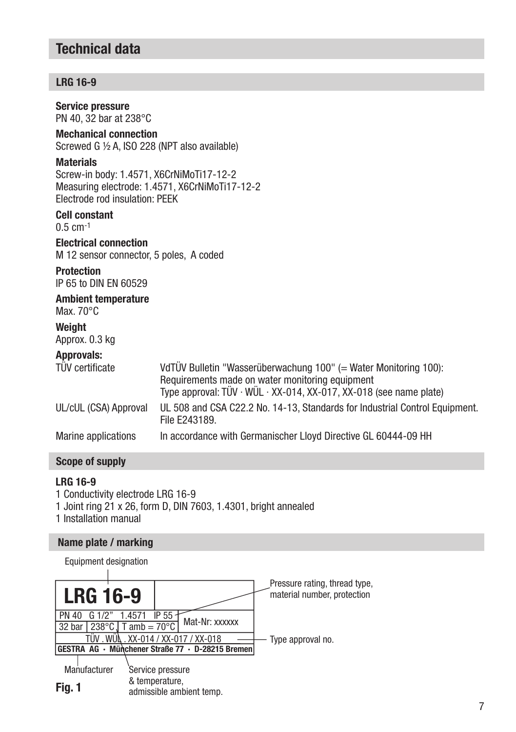# Technical data

## LRG 16-9

**Service pressure**
PN 40, 32 bar at 238°C

**Mechanical connection**
Screwed G ½ A, ISO 228 (NPT also available)

**Materials**
Screw-in body: 1.4571, X6CrNiMoTi17-12-2
Measuring electrode: 1.4571, X6CrNiMoTi17-12-2
Electrode rod insulation: PEEK

**Cell constant**
0.5 $cm^{-1}$

**Electrical connection**
M 12 sensor connector, 5 poles, A coded

**Protection**
IP 65 to DIN EN 60529

**Ambient temperature**
Max. 70°C

**Weight**
Approx. 0.3 kg

**Approvals:**

| | |
|---|---|
| TÜV certificate | VdTÜV Bulletin "Wasserüberwachung 100" (= Water Monitoring 100): Requirements made on water monitoring equipment<br>Type approval: TÜV · WÜL · XX-014, XX-017, XX-018 (see name plate) |
| UL/cUL (CSA) Approval | UL 508 and CSA C22.2 No. 14-13, Standards for Industrial Control Equipment. File E243189. |
| Marine applications | In accordance with Germanischer Lloyd Directive GL 60444-09 HH |

## Scope of supply

**LRG 16-9**
1 Conductivity electrode LRG 16-9
1 Joint ring 21 x 26, form D, DIN 7603, 1.4301, bright annealed
1 Installation manual

## Name plate / marking

Equipment designation

**LRG 16-9**

PN 40 G 1/2" 1.4571 IP 55 — Pressure rating, thread type, material number, protection
32 bar | 238°C | T amb = 70°C — Service pressure & temperature, admissible ambient temp.
Mat-Nr: xxxxxx
TÜV . WÜL . XX-014 / XX-017 / XX-018 — Type approval no.
GESTRA AG · Münchener Straße 77 · D-28215 Bremen — Manufacturer

**Fig. 1**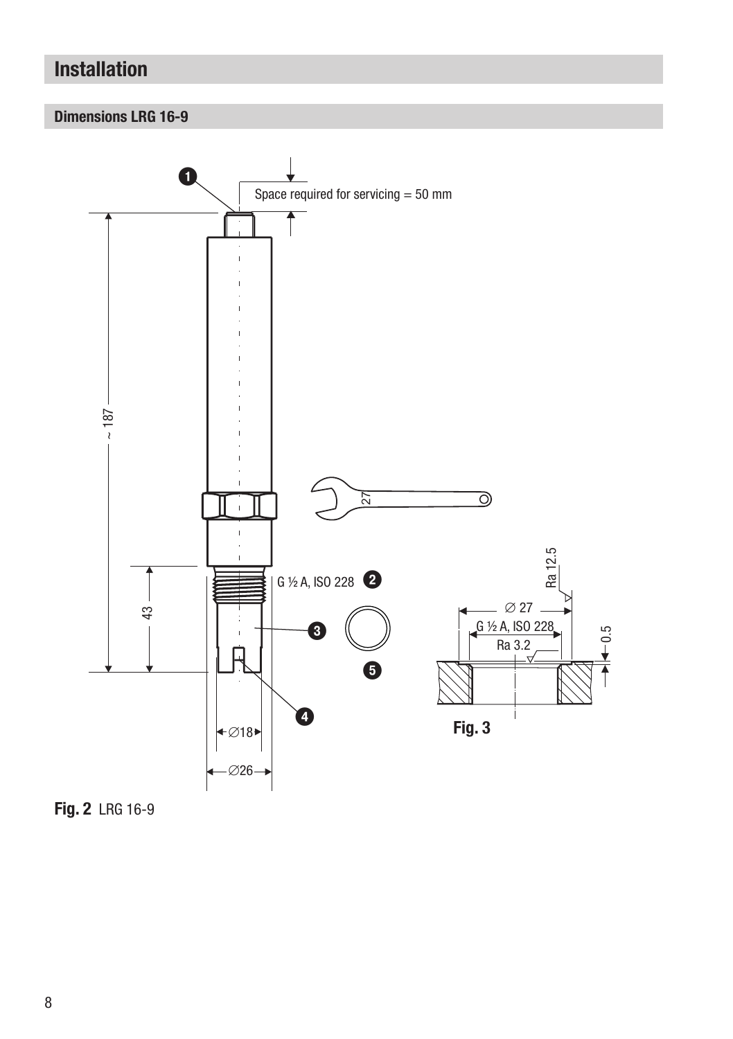# Installation

## Dimensions LRG 16-9

1

Space required for servicing = 50 mm

~ 187

27

43

G ½ A, ISO 228 2

3

5

4

∅18

∅26

Ra 12.5

∅ 27

G ½ A, ISO 228

Ra 3.2

0.5

**Fig. 3**

**Fig. 2** LRG 16-9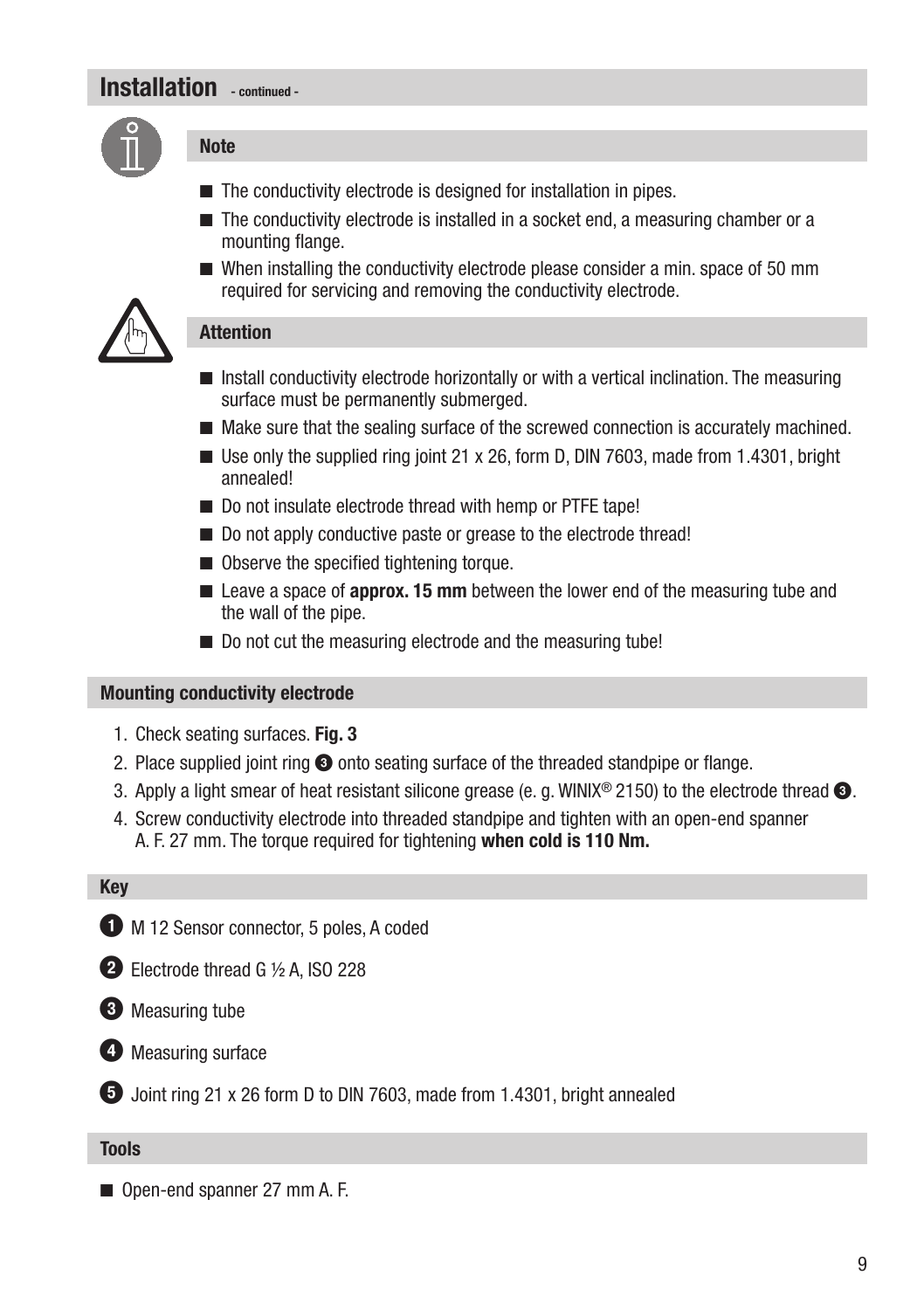## Installation - continued -

### Note

- The conductivity electrode is designed for installation in pipes.
- The conductivity electrode is installed in a socket end, a measuring chamber or a mounting flange.
- When installing the conductivity electrode please consider a min. space of 50 mm required for servicing and removing the conductivity electrode.

### Attention

- Install conductivity electrode horizontally or with a vertical inclination. The measuring surface must be permanently submerged.
- Make sure that the sealing surface of the screwed connection is accurately machined.
- Use only the supplied ring joint 21 x 26, form D, DIN 7603, made from 1.4301, bright annealed!
- Do not insulate electrode thread with hemp or PTFE tape!
- Do not apply conductive paste or grease to the electrode thread!
- Observe the specified tightening torque.
- Leave a space of **approx. 15 mm** between the lower end of the measuring tube and the wall of the pipe.
- Do not cut the measuring electrode and the measuring tube!

### Mounting conductivity electrode

1. Check seating surfaces. **Fig. 3**
2. Place supplied joint ring ❺ onto seating surface of the threaded standpipe or flange.
3. Apply a light smear of heat resistant silicone grease (e. g. WINIX® 2150) to the electrode thread ❷.
4. Screw conductivity electrode into threaded standpipe and tighten with an open-end spanner A. F. 27 mm. The torque required for tightening **when cold is 110 Nm.**

### Key

❶ M 12 Sensor connector, 5 poles, A coded

❷ Electrode thread G ½ A, ISO 228

❸ Measuring tube

❹ Measuring surface

❺ Joint ring 21 x 26 form D to DIN 7603, made from 1.4301, bright annealed

### Tools

- Open-end spanner 27 mm A. F.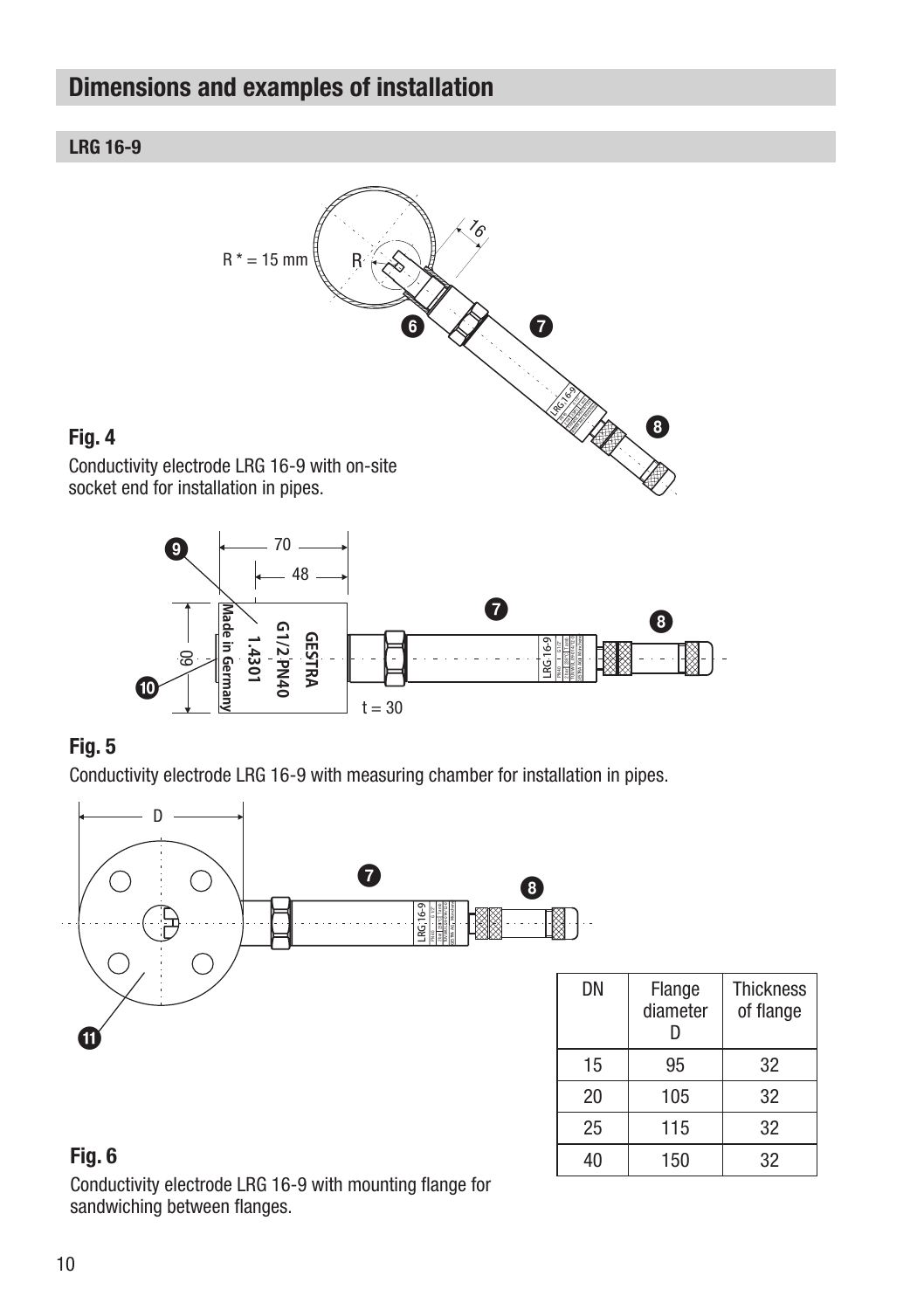# Dimensions and examples of installation

## LRG 16-9

R * = 15 mm

**Fig. 4**

Conductivity electrode LRG 16-9 with on-site socket end for installation in pipes.

t = 30

**Fig. 5**

Conductivity electrode LRG 16-9 with measuring chamber for installation in pipes.

| DN | Flange diameter D | Thickness of flange |
|---|---|---|
| 15 | 95 | 32 |
| 20 | 105 | 32 |
| 25 | 115 | 32 |
| 40 | 150 | 32 |

**Fig. 6**

Conductivity electrode LRG 16-9 with mounting flange for sandwiching between flanges.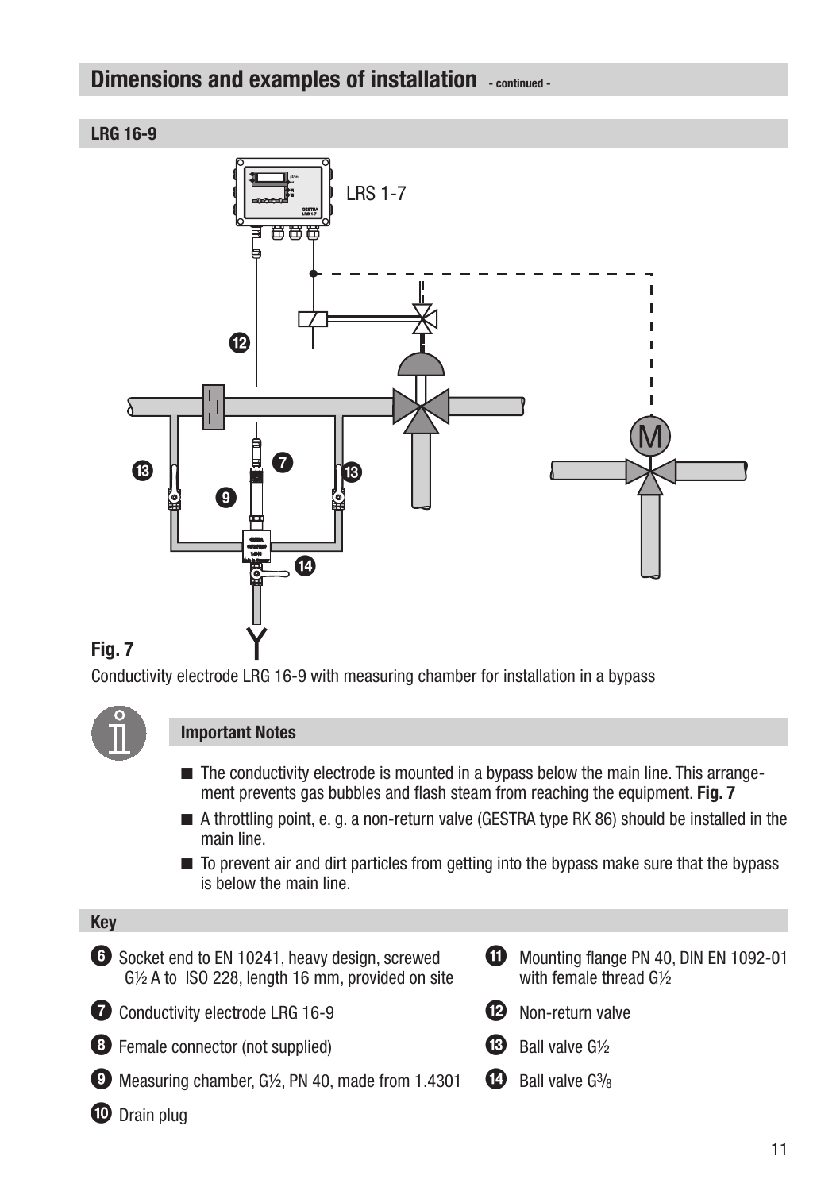## Dimensions and examples of installation - continued -

### LRG 16-9

**Fig. 7**

Conductivity electrode LRG 16-9 with measuring chamber for installation in a bypass

### Important Notes

- The conductivity electrode is mounted in a bypass below the main line. This arrangement prevents gas bubbles and flash steam from reaching the equipment. **Fig. 7**
- A throttling point, e. g. a non-return valve (GESTRA type RK 86) should be installed in the main line.
- To prevent air and dirt particles from getting into the bypass make sure that the bypass is below the main line.

### Key

6. Socket end to EN 10241, heavy design, screwed G½ A to ISO 228, length 16 mm, provided on site
7. Conductivity electrode LRG 16-9
8. Female connector (not supplied)
9. Measuring chamber, G½, PN 40, made from 1.4301
10. Drain plug
11. Mounting flange PN 40, DIN EN 1092-01 with female thread G½
12. Non-return valve
13. Ball valve G½
14. Ball valve G⅜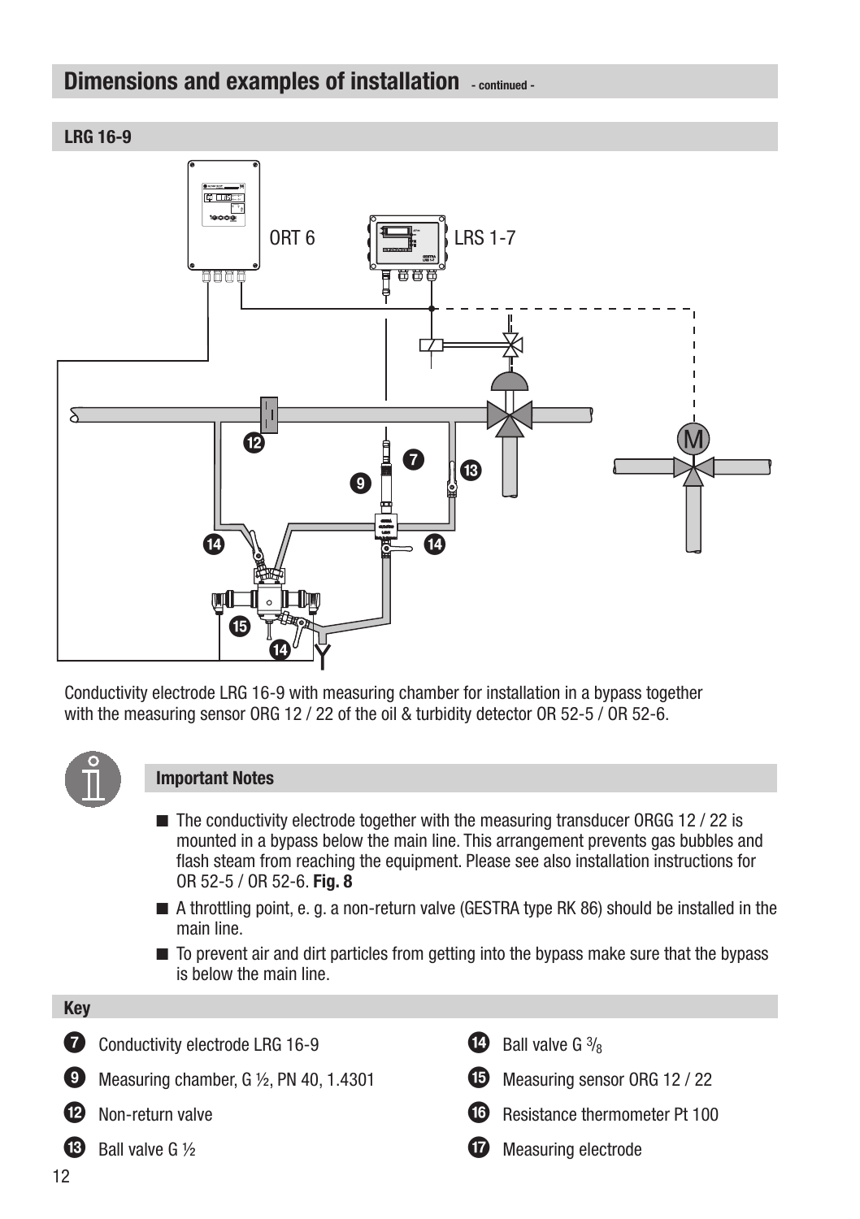## Dimensions and examples of installation - continued -

### LRG 16-9

Conductivity electrode LRG 16-9 with measuring chamber for installation in a bypass together with the measuring sensor ORG 12 / 22 of the oil & turbidity detector OR 52-5 / OR 52-6.

### Important Notes

- The conductivity electrode together with the measuring transducer ORGG 12 / 22 is mounted in a bypass below the main line. This arrangement prevents gas bubbles and flash steam from reaching the equipment. Please see also installation instructions for OR 52-5 / OR 52-6. **Fig. 8**
- A throttling point, e. g. a non-return valve (GESTRA type RK 86) should be installed in the main line.
- To prevent air and dirt particles from getting into the bypass make sure that the bypass is below the main line.

### Key

7 Conductivity electrode LRG 16-9

9 Measuring chamber, G ½, PN 40, 1.4301

12 Non-return valve

13 Ball valve G ½

14 Ball valve G $^{3}/_{8}$

15 Measuring sensor ORG 12 / 22

16 Resistance thermometer Pt 100

17 Measuring electrode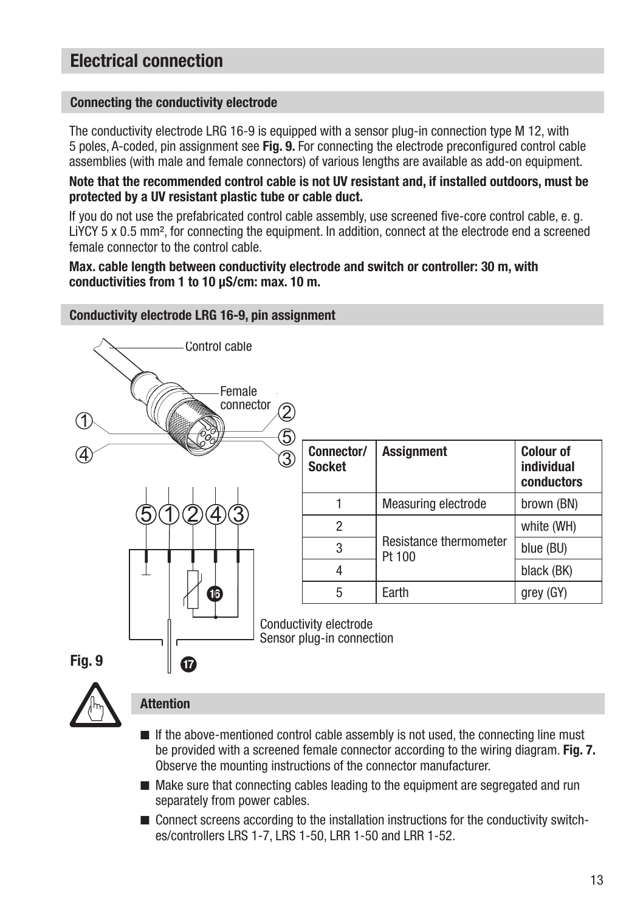# Electrical connection

## Connecting the conductivity electrode

The conductivity electrode LRG 16-9 is equipped with a sensor plug-in connection type M 12, with 5 poles, A-coded, pin assignment see **Fig. 9.** For connecting the electrode preconfigured control cable assemblies (with male and female connectors) of various lengths are available as add-on equipment.

**Note that the recommended control cable is not UV resistant and, if installed outdoors, must be protected by a UV resistant plastic tube or cable duct.**

If you do not use the prefabricated control cable assembly, use screened five-core control cable, e. g. LiYCY 5 x 0.5 mm², for connecting the equipment. In addition, connect at the electrode end a screened female connector to the control cable.

**Max. cable length between conductivity electrode and switch or controller: 30 m, with conductivities from 1 to 10 µS/cm: max. 10 m.**

## Conductivity electrode LRG 16-9, pin assignment

Control cable

Female connector

| Connector/ Socket | Assignment | Colour of individual conductors |
|---|---|---|
| 1 | Measuring electrode | brown (BN) |
| 2 | Resistance thermometer Pt 100 | white (WH) |
| 3 | | blue (BU) |
| 4 | | black (BK) |
| 5 | Earth | grey (GY) |

Conductivity electrode
Sensor plug-in connection

**Fig. 9**

### Attention

- If the above-mentioned control cable assembly is not used, the connecting line must be provided with a screened female connector according to the wiring diagram. **Fig. 7.** Observe the mounting instructions of the connector manufacturer.
- Make sure that connecting cables leading to the equipment are segregated and run separately from power cables.
- Connect screens according to the installation instructions for the conductivity switches/controllers LRS 1-7, LRS 1-50, LRR 1-50 and LRR 1-52.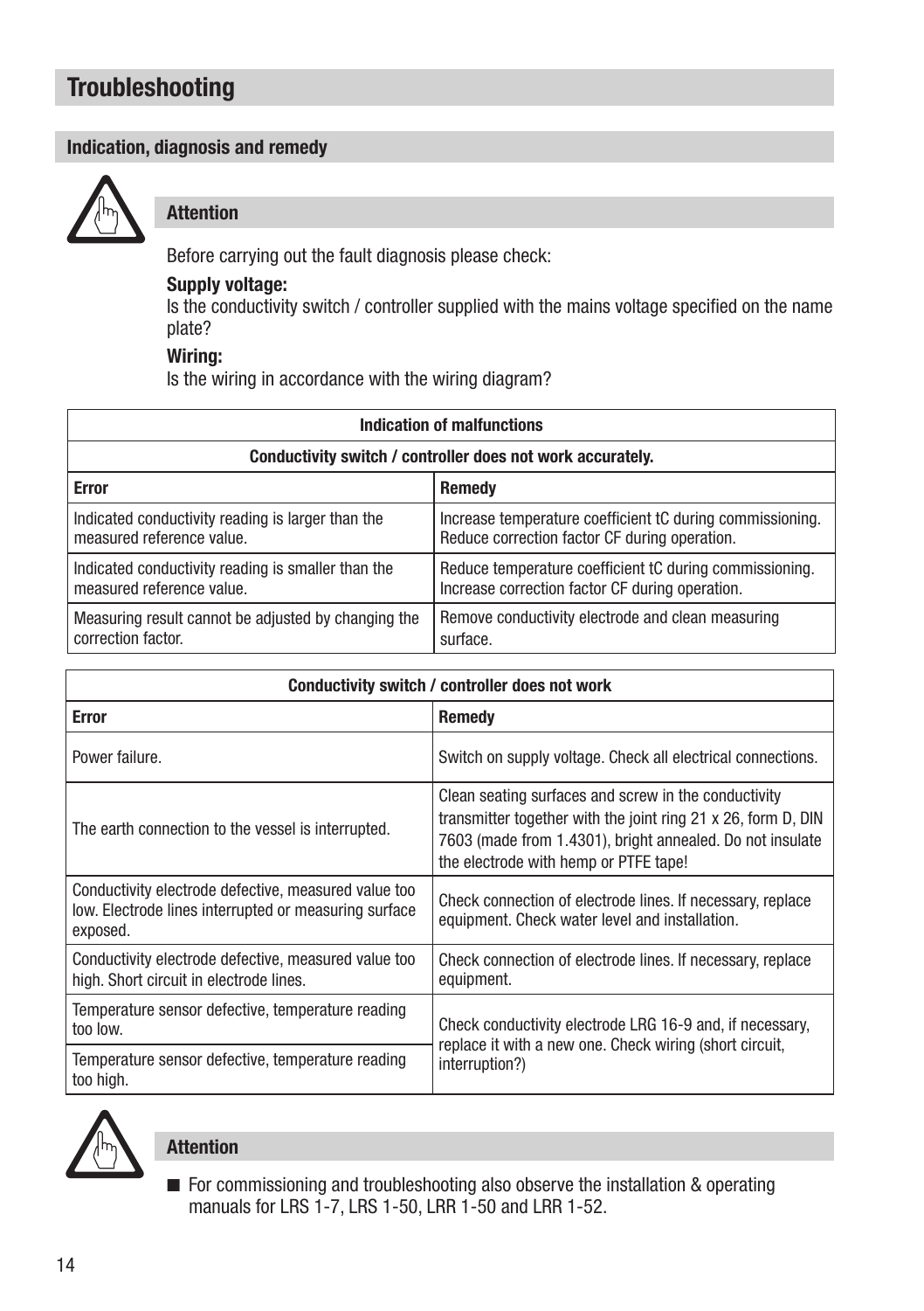# Troubleshooting

## Indication, diagnosis and remedy

### Attention

Before carrying out the fault diagnosis please check:

**Supply voltage:**
Is the conductivity switch / controller supplied with the mains voltage specified on the name plate?

**Wiring:**
Is the wiring in accordance with the wiring diagram?

| **Indication of malfunctions** | |
|---|---|
| **Conductivity switch / controller does not work accurately.** | |
| **Error** | **Remedy** |
| Indicated conductivity reading is larger than the measured reference value. | Increase temperature coefficient tC during commissioning. Reduce correction factor CF during operation. |
| Indicated conductivity reading is smaller than the measured reference value. | Reduce temperature coefficient tC during commissioning. Increase correction factor CF during operation. |
| Measuring result cannot be adjusted by changing the correction factor. | Remove conductivity electrode and clean measuring surface. |

| **Conductivity switch / controller does not work** | |
|---|---|
| **Error** | **Remedy** |
| Power failure. | Switch on supply voltage. Check all electrical connections. |
| The earth connection to the vessel is interrupted. | Clean seating surfaces and screw in the conductivity transmitter together with the joint ring 21 x 26, form D, DIN 7603 (made from 1.4301), bright annealed. Do not insulate the electrode with hemp or PTFE tape! |
| Conductivity electrode defective, measured value too low. Electrode lines interrupted or measuring surface exposed. | Check connection of electrode lines. If necessary, replace equipment. Check water level and installation. |
| Conductivity electrode defective, measured value too high. Short circuit in electrode lines. | Check connection of electrode lines. If necessary, replace equipment. |
| Temperature sensor defective, temperature reading too low. | Check conductivity electrode LRG 16-9 and, if necessary, replace it with a new one. Check wiring (short circuit, interruption?) |
| Temperature sensor defective, temperature reading too high. | Check conductivity electrode LRG 16-9 and, if necessary, replace it with a new one. Check wiring (short circuit, interruption?) |

### Attention

- For commissioning and troubleshooting also observe the installation & operating manuals for LRS 1-7, LRS 1-50, LRR 1-50 and LRR 1-52.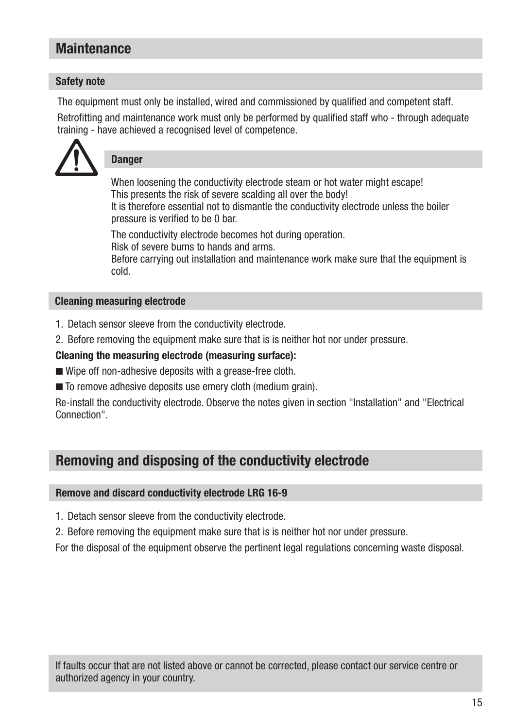# Maintenance

## Safety note

The equipment must only be installed, wired and commissioned by qualified and competent staff.

Retrofitting and maintenance work must only be performed by qualified staff who - through adequate training - have achieved a recognised level of competence.

### Danger

When loosening the conductivity electrode steam or hot water might escape!
This presents the risk of severe scalding all over the body!
It is therefore essential not to dismantle the conductivity electrode unless the boiler pressure is verified to be 0 bar.

The conductivity electrode becomes hot during operation.
Risk of severe burns to hands and arms.
Before carrying out installation and maintenance work make sure that the equipment is cold.

## Cleaning measuring electrode

1. Detach sensor sleeve from the conductivity electrode.
2. Before removing the equipment make sure that is is neither hot nor under pressure.

**Cleaning the measuring electrode (measuring surface):**

- Wipe off non-adhesive deposits with a grease-free cloth.
- To remove adhesive deposits use emery cloth (medium grain).

Re-install the conductivity electrode. Observe the notes given in section "Installation" and "Electrical Connection".

# Removing and disposing of the conductivity electrode

## Remove and discard conductivity electrode LRG 16-9

1. Detach sensor sleeve from the conductivity electrode.
2. Before removing the equipment make sure that is is neither hot nor under pressure.

For the disposal of the equipment observe the pertinent legal regulations concerning waste disposal.

If faults occur that are not listed above or cannot be corrected, please contact our service centre or authorized agency in your country.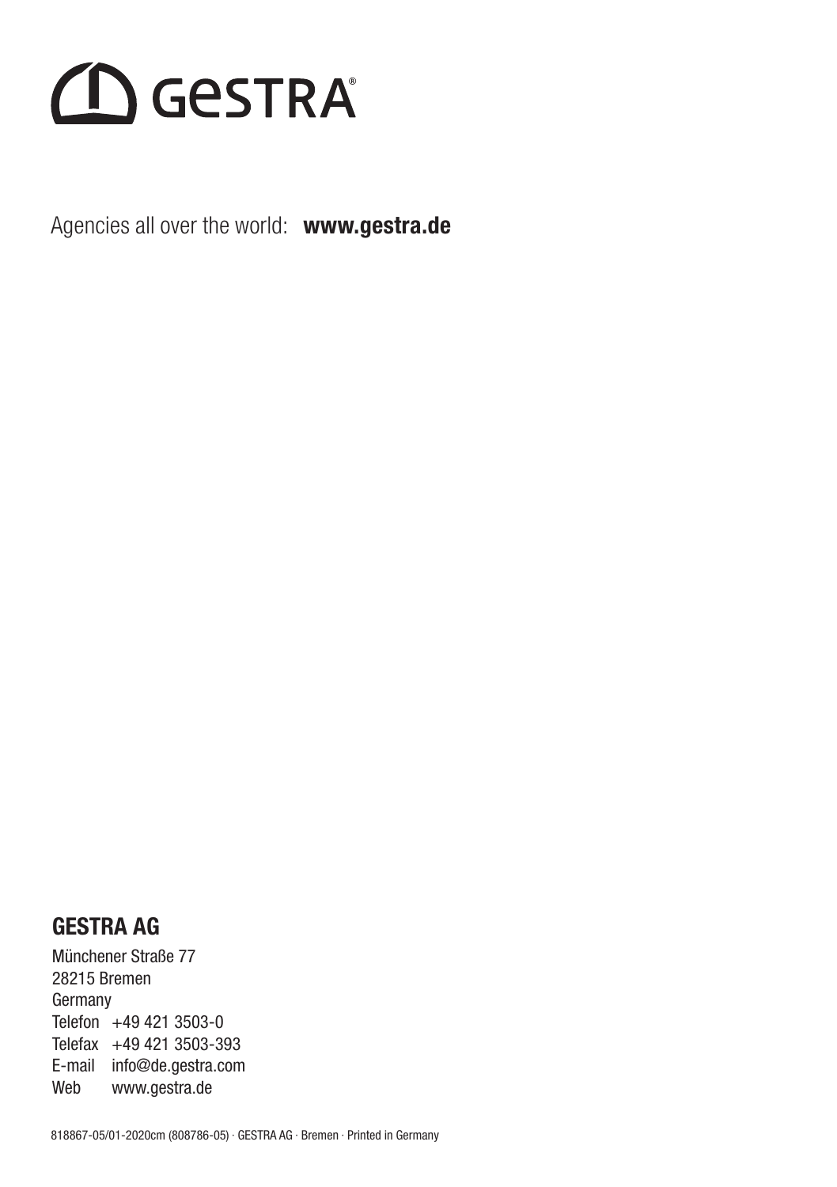# GESTRA®

Agencies all over the world: **www.gestra.de**

## GESTRA AG

Münchener Straße 77
28215 Bremen
Germany
Telefon +49 421 3503-0
Telefax +49 421 3503-393
E-mail info@de.gestra.com
Web www.gestra.de

818867-05/01-2020cm (808786-05) · GESTRA AG · Bremen · Printed in Germany